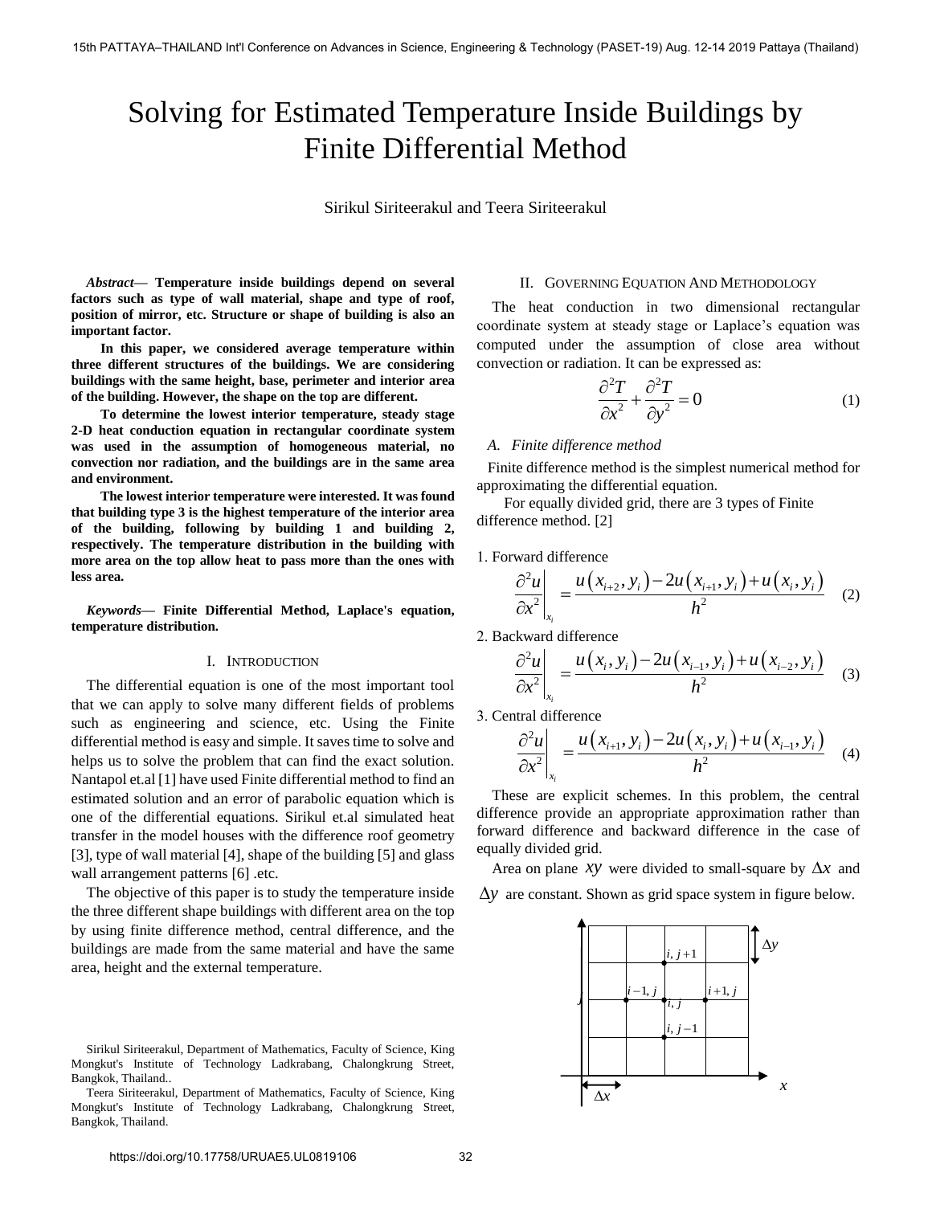# Solving for Estimated Temperature Inside Buildings by Finite Differential Method

Sirikul Siriteerakul and Teera Siriteerakul

***Abstract*— Temperature inside buildings depend on several factors such as type of wall material, shape and type of roof, position of mirror, etc. Structure or shape of building is also an important factor.**

**In this paper, we considered average temperature within three different structures of the buildings. We are considering buildings with the same height, base, perimeter and interior area of the building. However, the shape on the top are different.**

**To determine the lowest interior temperature, steady stage 2-D heat conduction equation in rectangular coordinate system was used in the assumption of homogeneous material, no convection nor radiation, and the buildings are in the same area and environment.**

**The lowest interior temperature were interested. It was found that building type 3 is the highest temperature of the interior area of the building, following by building 1 and building 2, respectively. The temperature distribution in the building with more area on the top allow heat to pass more than the ones with less area.**

***Keywords*— Finite Differential Method, Laplace's equation, temperature distribution.**

## I. Introduction

The differential equation is one of the most important tool that we can apply to solve many different fields of problems such as engineering and science, etc. Using the Finite differential method is easy and simple. It saves time to solve and helps us to solve the problem that can find the exact solution. Nantapol et.al [1] have used Finite differential method to find an estimated solution and an error of parabolic equation which is one of the differential equations. Sirikul et.al simulated heat transfer in the model houses with the difference roof geometry [3], type of wall material [4], shape of the building [5] and glass wall arrangement patterns [6] .etc.

The objective of this paper is to study the temperature inside the three different shape buildings with different area on the top by using finite difference method, central difference, and the buildings are made from the same material and have the same area, height and the external temperature.

Sirikul Siriteerakul, Department of Mathematics, Faculty of Science, King Mongkut's Institute of Technology Ladkrabang, Chalongkrung Street, Bangkok, Thailand..

Teera Siriteerakul, Department of Mathematics, Faculty of Science, King Mongkut's Institute of Technology Ladkrabang, Chalongkrung Street, Bangkok, Thailand.

## II. Governing Equation And Methodology

The heat conduction in two dimensional rectangular coordinate system at steady stage or Laplace's equation was computed under the assumption of close area without convection or radiation. It can be expressed as:

$$\frac{\partial^2 T}{\partial x^2} + \frac{\partial^2 T}{\partial y^2} = 0 \tag{1}$$

### A. *Finite difference method*

Finite difference method is the simplest numerical method for approximating the differential equation.

For equally divided grid, there are 3 types of Finite difference method. [2]

1. Forward difference

$$\left.\frac{\partial^2 u}{\partial x^2}\right|_{x_i} = \frac{u(x_{i+2}, y_i) - 2u(x_{i+1}, y_i) + u(x_i, y_i)}{h^2} \tag{2}$$

2. Backward difference

$$\left.\frac{\partial^2 u}{\partial x^2}\right|_{x_i} = \frac{u(x_i, y_i) - 2u(x_{i-1}, y_i) + u(x_{i-2}, y_i)}{h^2} \tag{3}$$

3. Central difference

$$\left.\frac{\partial^2 u}{\partial x^2}\right|_{x_i} = \frac{u(x_{i+1}, y_i) - 2u(x_i, y_i) + u(x_{i-1}, y_i)}{h^2} \tag{4}$$

These are explicit schemes. In this problem, the central difference provide an appropriate approximation rather than forward difference and backward difference in the case of equally divided grid.

Area on plane $xy$ were divided to small-square by $\Delta x$ and $\Delta y$ are constant. Shown as grid space system in figure below.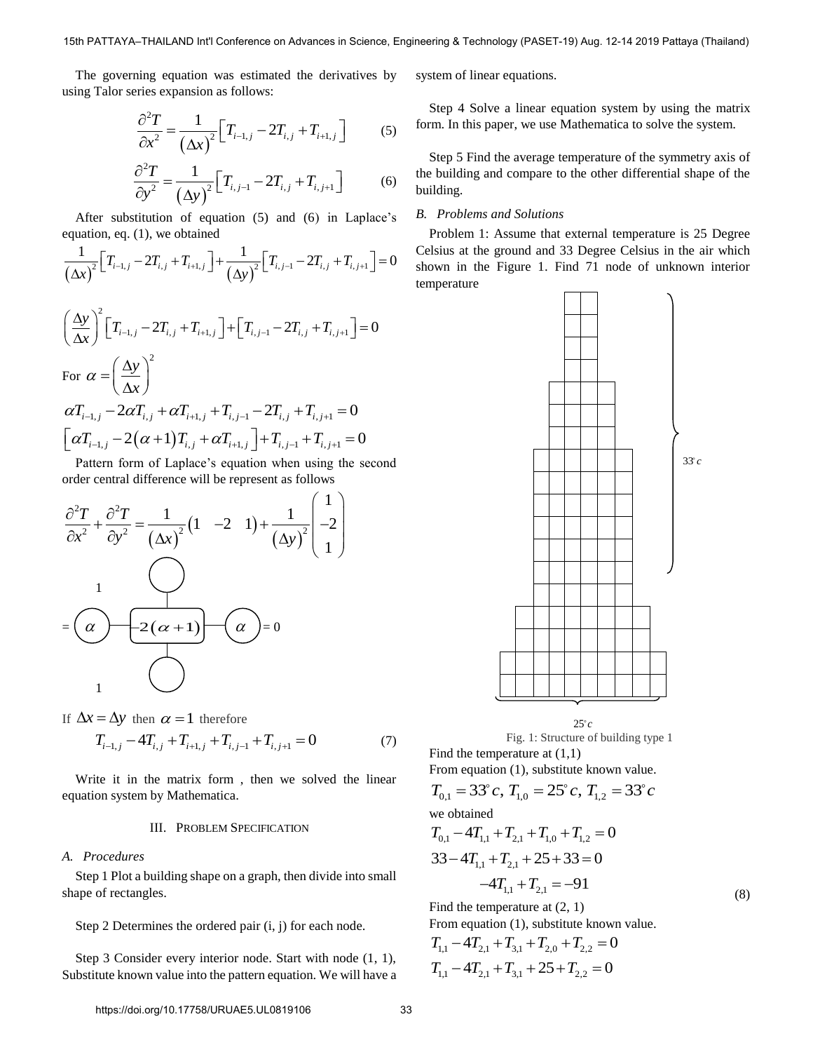The governing equation was estimated the derivatives by using Talor series expansion as follows:

$$\frac{\partial^2 T}{\partial x^2} = \frac{1}{(\Delta x)^2}\left[T_{i-1,j} - 2T_{i,j} + T_{i+1,j}\right] \tag{5}$$

$$\frac{\partial^2 T}{\partial y^2} = \frac{1}{(\Delta y)^2}\left[T_{i,j-1} - 2T_{i,j} + T_{i,j+1}\right] \tag{6}$$

After substitution of equation (5) and (6) in Laplace's equation, eq. (1), we obtained

$$\frac{1}{(\Delta x)^2}\left[T_{i-1,j} - 2T_{i,j} + T_{i+1,j}\right] + \frac{1}{(\Delta y)^2}\left[T_{i,j-1} - 2T_{i,j} + T_{i,j+1}\right] = 0$$

$$\left(\frac{\Delta y}{\Delta x}\right)^2\left[T_{i-1,j} - 2T_{i,j} + T_{i+1,j}\right] + \left[T_{i,j-1} - 2T_{i,j} + T_{i,j+1}\right] = 0$$

For $\alpha = \left(\frac{\Delta y}{\Delta x}\right)^2$

$$\alpha T_{i-1,j} - 2\alpha T_{i,j} + \alpha T_{i+1,j} + T_{i,j-1} - 2T_{i,j} + T_{i,j+1} = 0$$

$$\left[\alpha T_{i-1,j} - 2(\alpha+1)T_{i,j} + \alpha T_{i+1,j}\right] + T_{i,j-1} + T_{i,j+1} = 0$$

Pattern form of Laplace's equation when using the second order central difference will be represent as follows

$$\frac{\partial^2 T}{\partial x^2} + \frac{\partial^2 T}{\partial y^2} = \frac{1}{(\Delta x)^2}\begin{pmatrix}1 & -2 & 1\end{pmatrix} + \frac{1}{(\Delta y)^2}\begin{pmatrix}1 \\ -2 \\ 1\end{pmatrix}$$

$$= \begin{array}{ccc} & 1 & \\ \alpha & -2(\alpha+1) & \alpha \\ & 1 & \end{array} = 0$$

If $\Delta x = \Delta y$ then $\alpha = 1$ therefore

$$T_{i-1,j} - 4T_{i,j} + T_{i+1,j} + T_{i,j-1} + T_{i,j+1} = 0 \tag{7}$$

Write it in the matrix form , then we solved the linear equation system by Mathematica.

## III. Problem Specification

### A. Procedures

Step 1 Plot a building shape on a graph, then divide into small shape of rectangles.

Step 2 Determines the ordered pair (i, j) for each node.

Step 3 Consider every interior node. Start with node (1, 1), Substitute known value into the pattern equation. We will have a system of linear equations.

Step 4 Solve a linear equation system by using the matrix form. In this paper, we use Mathematica to solve the system.

Step 5 Find the average temperature of the symmetry axis of the building and compare to the other differential shape of the building.

### B. Problems and Solutions

Problem 1: Assume that external temperature is 25 Degree Celsius at the ground and 33 Degree Celsius in the air which shown in the Figure 1. Find 71 node of unknown interior temperature

$33^\circ c$

$25^\circ c$

Fig. 1: Structure of building type 1

Find the temperature at (1,1)

From equation (1), substitute known value.

$$T_{0,1} = 33^\circ c,\ T_{1,0} = 25^\circ c,\ T_{1,2} = 33^\circ c$$

we obtained

$$T_{0,1} - 4T_{1,1} + T_{2,1} + T_{1,0} + T_{1,2} = 0$$

$$33 - 4T_{1,1} + T_{2,1} + 25 + 33 = 0$$

$$-4T_{1,1} + T_{2,1} = -91 \tag{8}$$

Find the temperature at (2, 1)

From equation (1), substitute known value.

$$T_{1,1} - 4T_{2,1} + T_{3,1} + T_{2,0} + T_{2,2} = 0$$

$$T_{1,1} - 4T_{2,1} + T_{3,1} + 25 + T_{2,2} = 0$$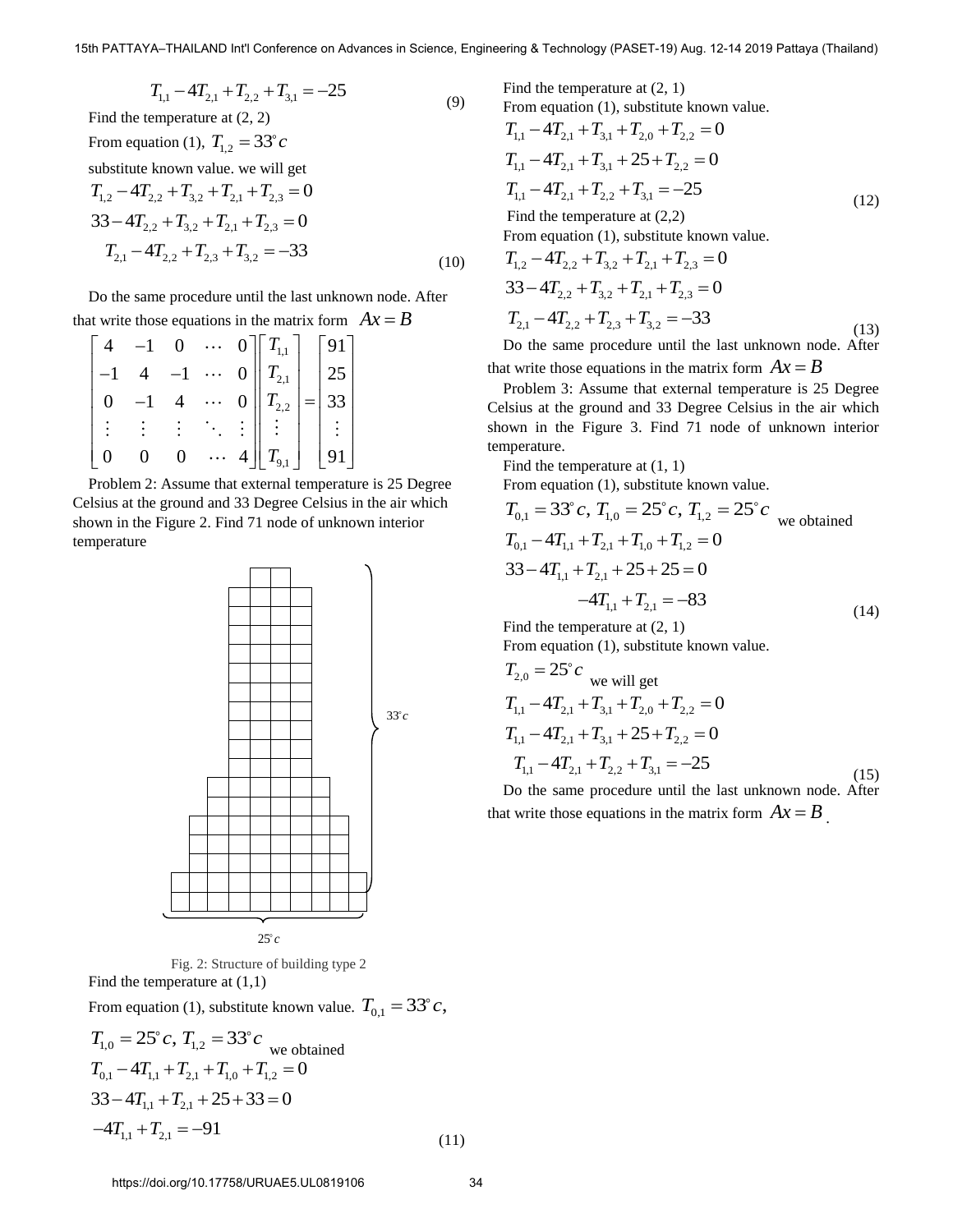$$T_{1,1} - 4T_{2,1} + T_{2,2} + T_{3,1} = -25 \tag{9}$$

Find the temperature at (2, 2)

From equation (1), $T_{1,2} = 33^{\circ}c$

substitute known value. we will get

$$T_{1,2} - 4T_{2,2} + T_{3,2} + T_{2,1} + T_{2,3} = 0$$

$$33 - 4T_{2,2} + T_{3,2} + T_{2,1} + T_{2,3} = 0$$

$$T_{2,1} - 4T_{2,2} + T_{2,3} + T_{3,2} = -33 \tag{10}$$

Do the same procedure until the last unknown node. After that write those equations in the matrix form $Ax = B$

$$\begin{bmatrix} 4 & -1 & 0 & \cdots & 0 \\ -1 & 4 & -1 & \cdots & 0 \\ 0 & -1 & 4 & \cdots & 0 \\ \vdots & \vdots & \vdots & \ddots & \vdots \\ 0 & 0 & 0 & \cdots & 4 \end{bmatrix} \begin{bmatrix} T_{1,1} \\ T_{2,1} \\ T_{2,2} \\ \vdots \\ T_{9,1} \end{bmatrix} = \begin{bmatrix} 91 \\ 25 \\ 33 \\ \vdots \\ 91 \end{bmatrix}$$

Problem 2: Assume that external temperature is 25 Degree Celsius at the ground and 33 Degree Celsius in the air which shown in the Figure 2. Find 71 node of unknown interior temperature

Fig. 2: Structure of building type 2

Find the temperature at (1,1)

From equation (1), substitute known value. $T_{0,1} = 33^{\circ}c$,

$T_{1,0} = 25^{\circ}c,\ T_{1,2} = 33^{\circ}c$ we obtained

$$T_{0,1} - 4T_{1,1} + T_{2,1} + T_{1,0} + T_{1,2} = 0$$

$$33 - 4T_{1,1} + T_{2,1} + 25 + 33 = 0$$

$$-4T_{1,1} + T_{2,1} = -91 \tag{11}$$

Find the temperature at (2, 1)

From equation (1), substitute known value.

$$T_{1,1} - 4T_{2,1} + T_{3,1} + T_{2,0} + T_{2,2} = 0$$

$$T_{1,1} - 4T_{2,1} + T_{3,1} + 25 + T_{2,2} = 0$$

$$T_{1,1} - 4T_{2,1} + T_{2,2} + T_{3,1} = -25 \tag{12}$$

Find the temperature at (2,2)

From equation (1), substitute known value.

$$T_{1,2} - 4T_{2,2} + T_{3,2} + T_{2,1} + T_{2,3} = 0$$

$$33 - 4T_{2,2} + T_{3,2} + T_{2,1} + T_{2,3} = 0$$

$$T_{2,1} - 4T_{2,2} + T_{2,3} + T_{3,2} = -33 \tag{13}$$

Do the same procedure until the last unknown node. After that write those equations in the matrix form $Ax = B$

Problem 3: Assume that external temperature is 25 Degree Celsius at the ground and 33 Degree Celsius in the air which shown in the Figure 3. Find 71 node of unknown interior temperature.

Find the temperature at (1, 1)

From equation (1), substitute known value.

$T_{0,1} = 33^{\circ}c,\ T_{1,0} = 25^{\circ}c,\ T_{1,2} = 25^{\circ}c$ we obtained

$$T_{0,1} - 4T_{1,1} + T_{2,1} + T_{1,0} + T_{1,2} = 0$$

$$33 - 4T_{1,1} + T_{2,1} + 25 + 25 = 0$$

$$-4T_{1,1} + T_{2,1} = -83 \tag{14}$$

Find the temperature at (2, 1)

From equation (1), substitute known value.

$T_{2,0} = 25^{\circ}c$ we will get

$$T_{1,1} - 4T_{2,1} + T_{3,1} + T_{2,0} + T_{2,2} = 0$$

$$T_{1,1} - 4T_{2,1} + T_{3,1} + 25 + T_{2,2} = 0$$

$$T_{1,1} - 4T_{2,1} + T_{2,2} + T_{3,1} = -25 \tag{15}$$

Do the same procedure until the last unknown node. After that write those equations in the matrix form $Ax = B$.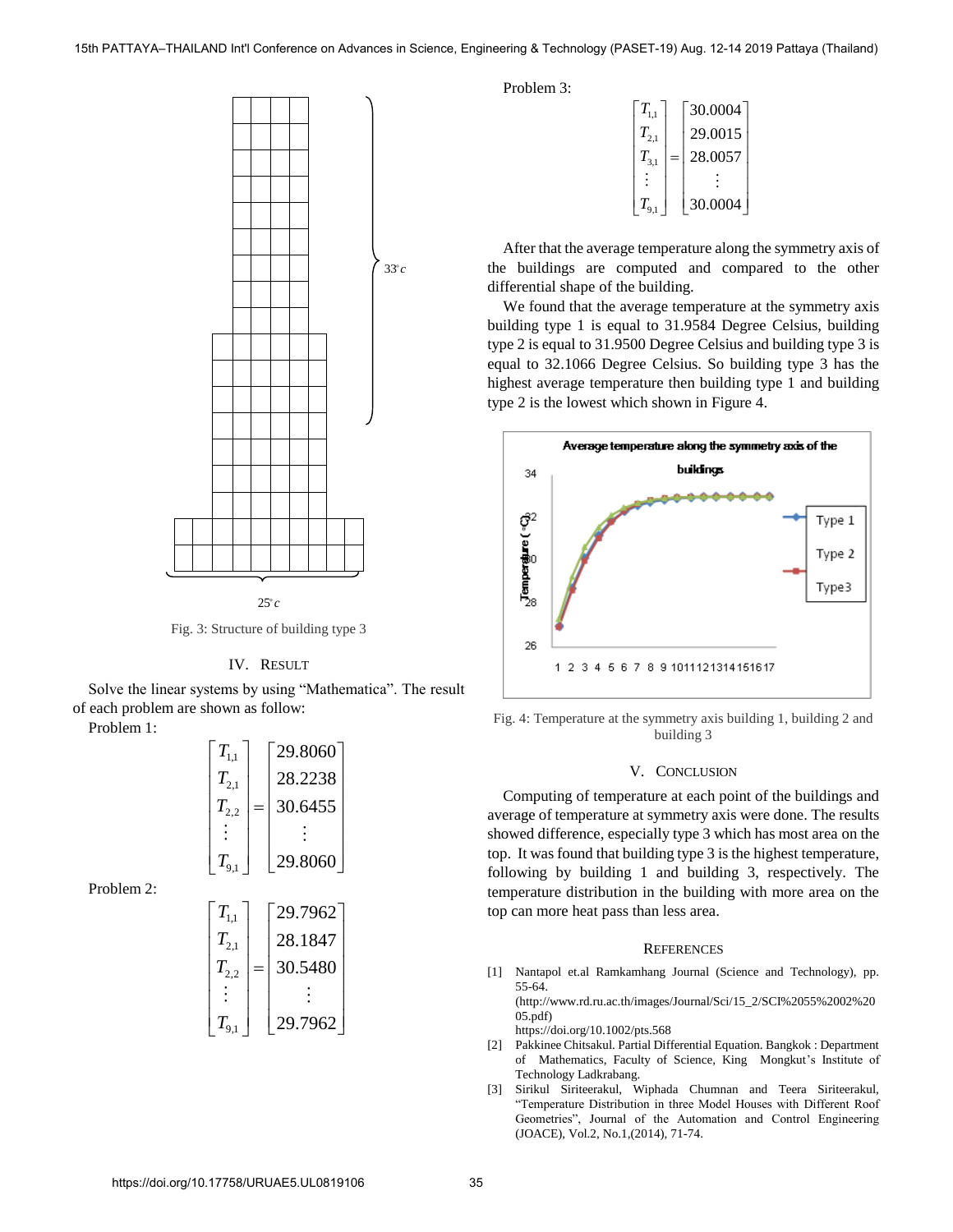Fig. 3: Structure of building type 3

## IV. Result

Solve the linear systems by using "Mathematica". The result of each problem are shown as follow:

Problem 1:

$$\begin{bmatrix} T_{1,1} \\ T_{2,1} \\ T_{2,2} \\ \vdots \\ T_{9,1} \end{bmatrix} = \begin{bmatrix} 29.8060 \\ 28.2238 \\ 30.6455 \\ \vdots \\ 29.8060 \end{bmatrix}$$

Problem 2:

$$\begin{bmatrix} T_{1,1} \\ T_{2,1} \\ T_{2,2} \\ \vdots \\ T_{9,1} \end{bmatrix} = \begin{bmatrix} 29.7962 \\ 28.1847 \\ 30.5480 \\ \vdots \\ 29.7962 \end{bmatrix}$$

Problem 3:

$$\begin{bmatrix} T_{1,1} \\ T_{2,1} \\ T_{3,1} \\ \vdots \\ T_{9,1} \end{bmatrix} = \begin{bmatrix} 30.0004 \\ 29.0015 \\ 28.0057 \\ \vdots \\ 30.0004 \end{bmatrix}$$

After that the average temperature along the symmetry axis of the buildings are computed and compared to the other differential shape of the building.

We found that the average temperature at the symmetry axis building type 1 is equal to 31.9584 Degree Celsius, building type 2 is equal to 31.9500 Degree Celsius and building type 3 is equal to 32.1066 Degree Celsius. So building type 3 has the highest average temperature then building type 1 and building type 2 is the lowest which shown in Figure 4.

Fig. 4: Temperature at the symmetry axis building 1, building 2 and building 3

## V. Conclusion

Computing of temperature at each point of the buildings and average of temperature at symmetry axis were done. The results showed difference, especially type 3 which has most area on the top. It was found that building type 3 is the highest temperature, following by building 1 and building 3, respectively. The temperature distribution in the building with more area on the top can more heat pass than less area.

## References

[1] Nantapol et.al Ramkamhang Journal (Science and Technology), pp. 55-64. (http://www.rd.ru.ac.th/images/Journal/Sci/15_2/SCI%2055%2002%2005.pdf) https://doi.org/10.1002/pts.568

[2] Pakkinee Chitsakul. Partial Differential Equation. Bangkok : Department of Mathematics, Faculty of Science, King Mongkut's Institute of Technology Ladkrabang.

[3] Sirikul Siriteerakul, Wiphada Chumnan and Teera Siriteerakul, "Temperature Distribution in three Model Houses with Different Roof Geometries", Journal of the Automation and Control Engineering (JOACE), Vol.2, No.1,(2014), 71-74.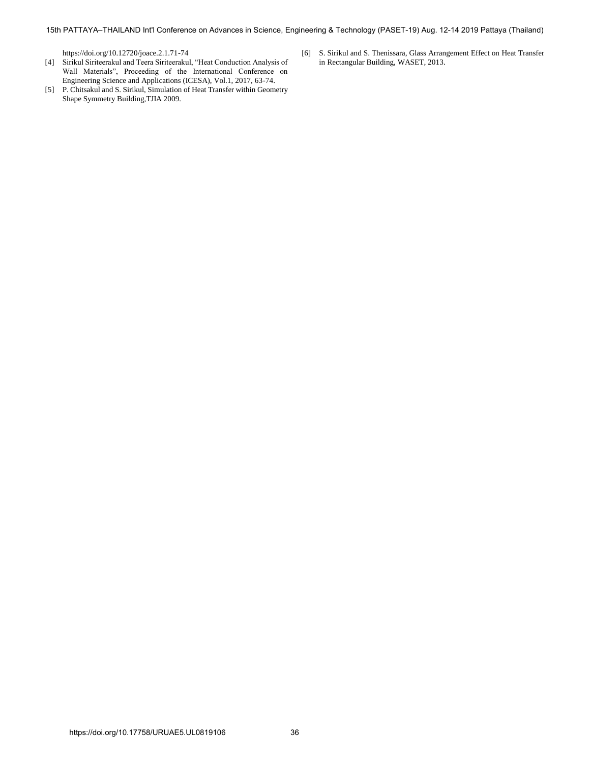https://doi.org/10.12720/joace.2.1.71-74

[4] Sirikul Siriteerakul and Teera Siriteerakul, "Heat Conduction Analysis of Wall Materials", Proceeding of the International Conference on Engineering Science and Applications (ICESA), Vol.1, 2017, 63-74.

[5] P. Chitsakul and S. Sirikul, Simulation of Heat Transfer within Geometry Shape Symmetry Building,TJIA 2009.

[6] S. Sirikul and S. Thenissara, Glass Arrangement Effect on Heat Transfer in Rectangular Building, WASET, 2013.